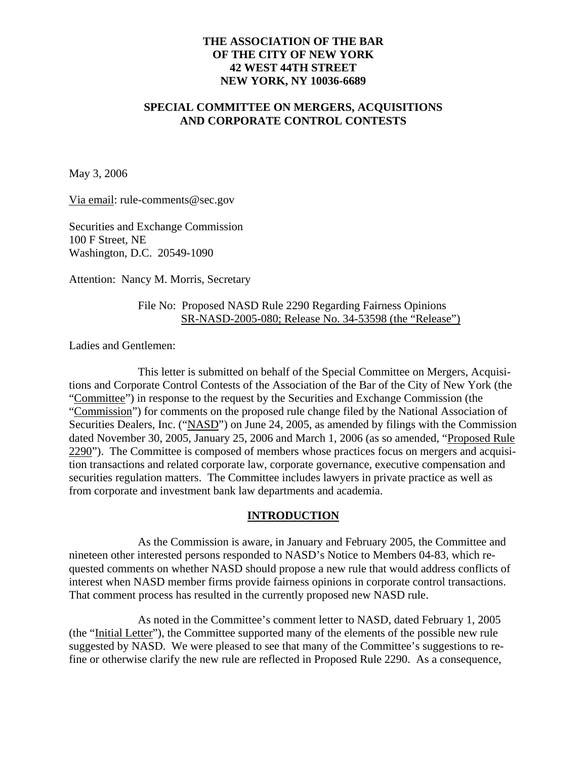**THE ASSOCIATION OF THE BAR**
**OF THE CITY OF NEW YORK**
**42 WEST 44TH STREET**
**NEW YORK, NY 10036-6689**

**SPECIAL COMMITTEE ON MERGERS, ACQUISITIONS AND CORPORATE CONTROL CONTESTS**

May 3, 2006

Via email: rule-comments@sec.gov

Securities and Exchange Commission
100 F Street, NE
Washington, D.C. 20549-1090

Attention: Nancy M. Morris, Secretary

File No: Proposed NASD Rule 2290 Regarding Fairness Opinions
SR-NASD-2005-080; Release No. 34-53598 (the "Release")

Ladies and Gentlemen:

This letter is submitted on behalf of the Special Committee on Mergers, Acquisitions and Corporate Control Contests of the Association of the Bar of the City of New York (the "Committee") in response to the request by the Securities and Exchange Commission (the "Commission") for comments on the proposed rule change filed by the National Association of Securities Dealers, Inc. ("NASD") on June 24, 2005, as amended by filings with the Commission dated November 30, 2005, January 25, 2006 and March 1, 2006 (as so amended, "Proposed Rule 2290"). The Committee is composed of members whose practices focus on mergers and acquisition transactions and related corporate law, corporate governance, executive compensation and securities regulation matters. The Committee includes lawyers in private practice as well as from corporate and investment bank law departments and academia.

## INTRODUCTION

As the Commission is aware, in January and February 2005, the Committee and nineteen other interested persons responded to NASD's Notice to Members 04-83, which requested comments on whether NASD should propose a new rule that would address conflicts of interest when NASD member firms provide fairness opinions in corporate control transactions. That comment process has resulted in the currently proposed new NASD rule.

As noted in the Committee's comment letter to NASD, dated February 1, 2005 (the "Initial Letter"), the Committee supported many of the elements of the possible new rule suggested by NASD. We were pleased to see that many of the Committee's suggestions to refine or otherwise clarify the new rule are reflected in Proposed Rule 2290. As a consequence,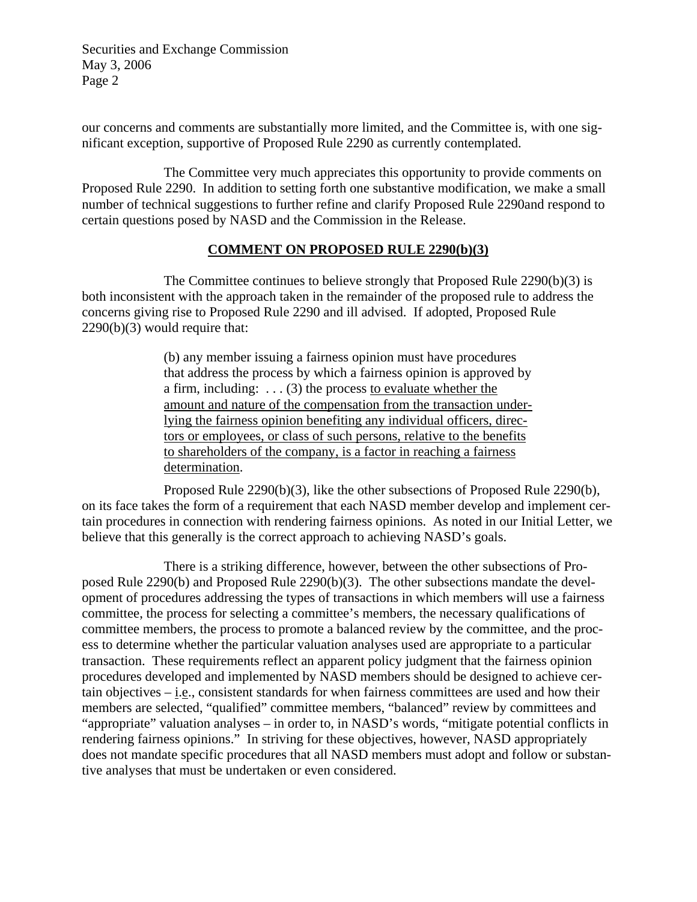our concerns and comments are substantially more limited, and the Committee is, with one significant exception, supportive of Proposed Rule 2290 as currently contemplated.

The Committee very much appreciates this opportunity to provide comments on Proposed Rule 2290. In addition to setting forth one substantive modification, we make a small number of technical suggestions to further refine and clarify Proposed Rule 2290and respond to certain questions posed by NASD and the Commission in the Release.

## COMMENT ON PROPOSED RULE 2290(b)(3)

The Committee continues to believe strongly that Proposed Rule 2290(b)(3) is both inconsistent with the approach taken in the remainder of the proposed rule to address the concerns giving rise to Proposed Rule 2290 and ill advised. If adopted, Proposed Rule 2290(b)(3) would require that:

> (b) any member issuing a fairness opinion must have procedures that address the process by which a fairness opinion is approved by a firm, including: . . . (3) the process <u>to evaluate whether the amount and nature of the compensation from the transaction underlying the fairness opinion benefiting any individual officers, directors or employees, or class of such persons, relative to the benefits to shareholders of the company, is a factor in reaching a fairness determination</u>.

Proposed Rule 2290(b)(3), like the other subsections of Proposed Rule 2290(b), on its face takes the form of a requirement that each NASD member develop and implement certain procedures in connection with rendering fairness opinions. As noted in our Initial Letter, we believe that this generally is the correct approach to achieving NASD's goals.

There is a striking difference, however, between the other subsections of Proposed Rule 2290(b) and Proposed Rule 2290(b)(3). The other subsections mandate the development of procedures addressing the types of transactions in which members will use a fairness committee, the process for selecting a committee's members, the necessary qualifications of committee members, the process to promote a balanced review by the committee, and the process to determine whether the particular valuation analyses used are appropriate to a particular transaction. These requirements reflect an apparent policy judgment that the fairness opinion procedures developed and implemented by NASD members should be designed to achieve certain objectives – <u>i.e.</u>, consistent standards for when fairness committees are used and how their members are selected, "qualified" committee members, "balanced" review by committees and "appropriate" valuation analyses – in order to, in NASD's words, "mitigate potential conflicts in rendering fairness opinions." In striving for these objectives, however, NASD appropriately does not mandate specific procedures that all NASD members must adopt and follow or substantive analyses that must be undertaken or even considered.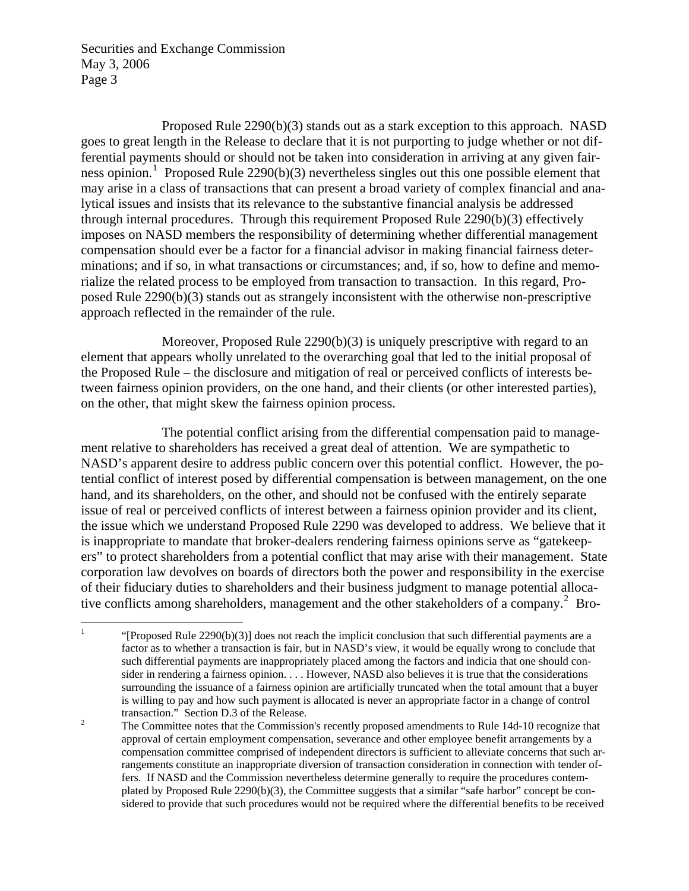Proposed Rule 2290(b)(3) stands out as a stark exception to this approach. NASD goes to great length in the Release to declare that it is not purporting to judge whether or not differential payments should or should not be taken into consideration in arriving at any given fairness opinion.[1] Proposed Rule 2290(b)(3) nevertheless singles out this one possible element that may arise in a class of transactions that can present a broad variety of complex financial and analytical issues and insists that its relevance to the substantive financial analysis be addressed through internal procedures. Through this requirement Proposed Rule 2290(b)(3) effectively imposes on NASD members the responsibility of determining whether differential management compensation should ever be a factor for a financial advisor in making financial fairness determinations; and if so, in what transactions or circumstances; and, if so, how to define and memorialize the related process to be employed from transaction to transaction. In this regard, Proposed Rule 2290(b)(3) stands out as strangely inconsistent with the otherwise non-prescriptive approach reflected in the remainder of the rule.

Moreover, Proposed Rule 2290(b)(3) is uniquely prescriptive with regard to an element that appears wholly unrelated to the overarching goal that led to the initial proposal of the Proposed Rule – the disclosure and mitigation of real or perceived conflicts of interests between fairness opinion providers, on the one hand, and their clients (or other interested parties), on the other, that might skew the fairness opinion process.

The potential conflict arising from the differential compensation paid to management relative to shareholders has received a great deal of attention. We are sympathetic to NASD's apparent desire to address public concern over this potential conflict. However, the potential conflict of interest posed by differential compensation is between management, on the one hand, and its shareholders, on the other, and should not be confused with the entirely separate issue of real or perceived conflicts of interest between a fairness opinion provider and its client, the issue which we understand Proposed Rule 2290 was developed to address. We believe that it is inappropriate to mandate that broker-dealers rendering fairness opinions serve as "gatekeepers" to protect shareholders from a potential conflict that may arise with their management. State corporation law devolves on boards of directors both the power and responsibility in the exercise of their fiduciary duties to shareholders and their business judgment to manage potential allocative conflicts among shareholders, management and the other stakeholders of a company.[2] Bro-

---

[1] "[Proposed Rule 2290(b)(3)] does not reach the implicit conclusion that such differential payments are a factor as to whether a transaction is fair, but in NASD's view, it would be equally wrong to conclude that such differential payments are inappropriately placed among the factors and indicia that one should consider in rendering a fairness opinion. . . . However, NASD also believes it is true that the considerations surrounding the issuance of a fairness opinion are artificially truncated when the total amount that a buyer is willing to pay and how such payment is allocated is never an appropriate factor in a change of control transaction." Section D.3 of the Release.

[2] The Committee notes that the Commission's recently proposed amendments to Rule 14d-10 recognize that approval of certain employment compensation, severance and other employee benefit arrangements by a compensation committee comprised of independent directors is sufficient to alleviate concerns that such arrangements constitute an inappropriate diversion of transaction consideration in connection with tender offers. If NASD and the Commission nevertheless determine generally to require the procedures contemplated by Proposed Rule 2290(b)(3), the Committee suggests that a similar "safe harbor" concept be considered to provide that such procedures would not be required where the differential benefits to be received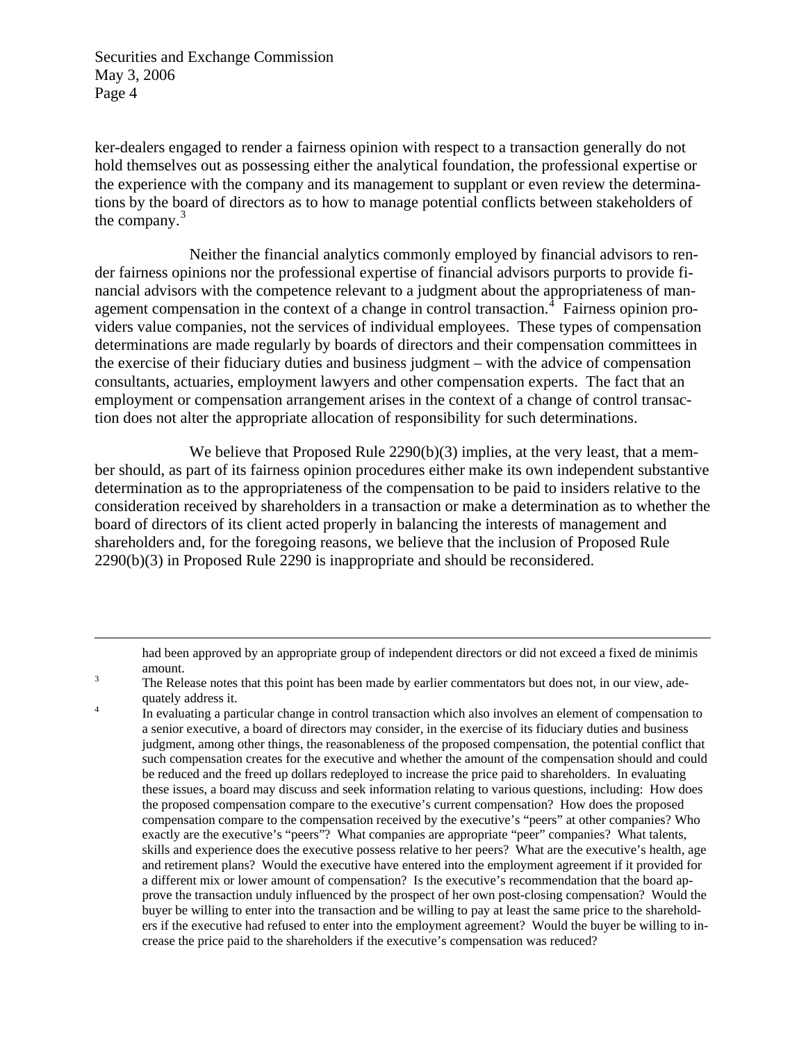ker-dealers engaged to render a fairness opinion with respect to a transaction generally do not hold themselves out as possessing either the analytical foundation, the professional expertise or the experience with the company and its management to supplant or even review the determinations by the board of directors as to how to manage potential conflicts between stakeholders of the company.[3]

Neither the financial analytics commonly employed by financial advisors to render fairness opinions nor the professional expertise of financial advisors purports to provide financial advisors with the competence relevant to a judgment about the appropriateness of management compensation in the context of a change in control transaction.[4] Fairness opinion providers value companies, not the services of individual employees. These types of compensation determinations are made regularly by boards of directors and their compensation committees in the exercise of their fiduciary duties and business judgment – with the advice of compensation consultants, actuaries, employment lawyers and other compensation experts. The fact that an employment or compensation arrangement arises in the context of a change of control transaction does not alter the appropriate allocation of responsibility for such determinations.

We believe that Proposed Rule 2290(b)(3) implies, at the very least, that a member should, as part of its fairness opinion procedures either make its own independent substantive determination as to the appropriateness of the compensation to be paid to insiders relative to the consideration received by shareholders in a transaction or make a determination as to whether the board of directors of its client acted properly in balancing the interests of management and shareholders and, for the foregoing reasons, we believe that the inclusion of Proposed Rule 2290(b)(3) in Proposed Rule 2290 is inappropriate and should be reconsidered.

---

had been approved by an appropriate group of independent directors or did not exceed a fixed de minimis amount.

[3] The Release notes that this point has been made by earlier commentators but does not, in our view, adequately address it.

[4] In evaluating a particular change in control transaction which also involves an element of compensation to a senior executive, a board of directors may consider, in the exercise of its fiduciary duties and business judgment, among other things, the reasonableness of the proposed compensation, the potential conflict that such compensation creates for the executive and whether the amount of the compensation should and could be reduced and the freed up dollars redeployed to increase the price paid to shareholders. In evaluating these issues, a board may discuss and seek information relating to various questions, including: How does the proposed compensation compare to the executive's current compensation? How does the proposed compensation compare to the compensation received by the executive's "peers" at other companies? Who exactly are the executive's "peers"? What companies are appropriate "peer" companies? What talents, skills and experience does the executive possess relative to her peers? What are the executive's health, age and retirement plans? Would the executive have entered into the employment agreement if it provided for a different mix or lower amount of compensation? Is the executive's recommendation that the board approve the transaction unduly influenced by the prospect of her own post-closing compensation? Would the buyer be willing to enter into the transaction and be willing to pay at least the same price to the shareholders if the executive had refused to enter into the employment agreement? Would the buyer be willing to increase the price paid to the shareholders if the executive's compensation was reduced?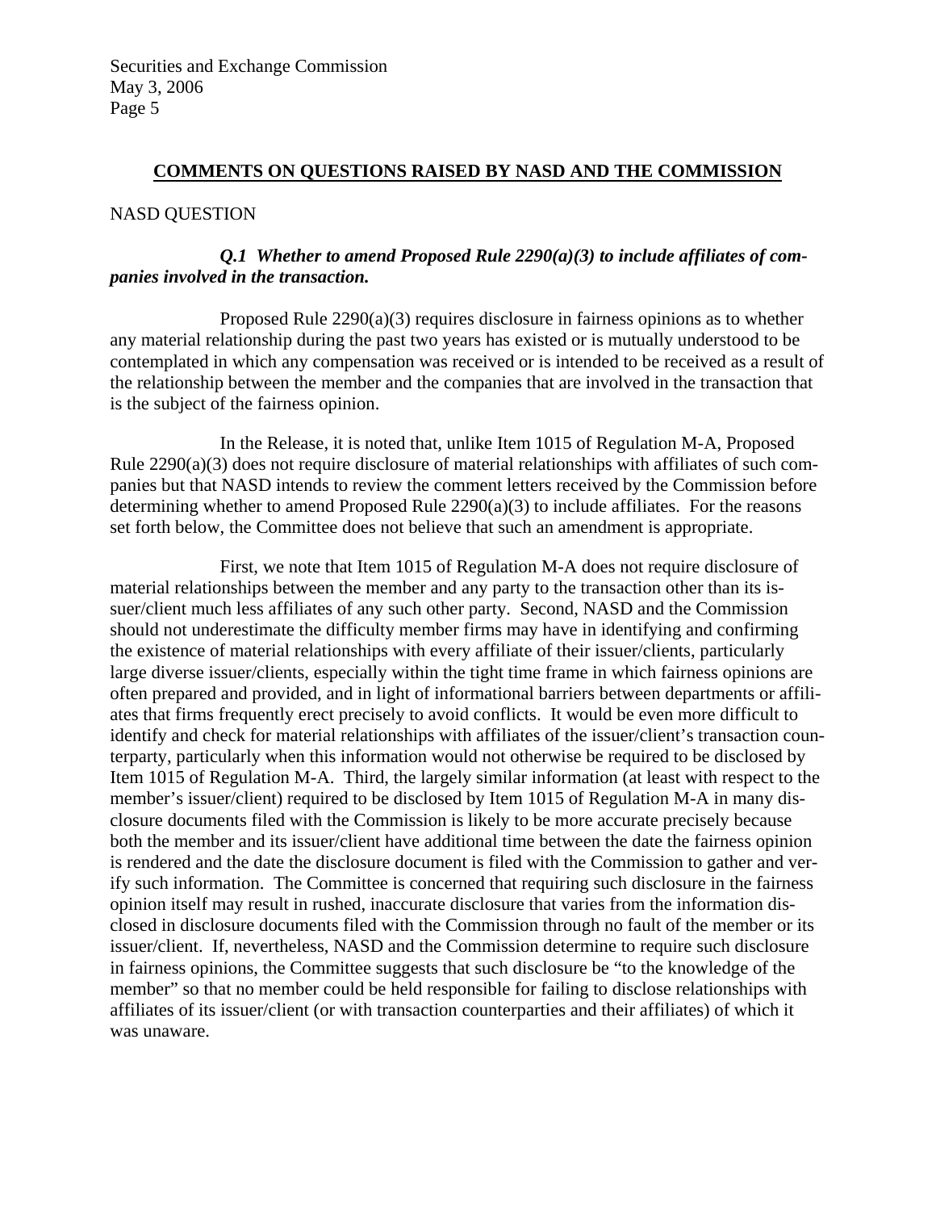## COMMENTS ON QUESTIONS RAISED BY NASD AND THE COMMISSION

NASD QUESTION

***Q.1 Whether to amend Proposed Rule 2290(a)(3) to include affiliates of companies involved in the transaction.***

Proposed Rule 2290(a)(3) requires disclosure in fairness opinions as to whether any material relationship during the past two years has existed or is mutually understood to be contemplated in which any compensation was received or is intended to be received as a result of the relationship between the member and the companies that are involved in the transaction that is the subject of the fairness opinion.

In the Release, it is noted that, unlike Item 1015 of Regulation M-A, Proposed Rule 2290(a)(3) does not require disclosure of material relationships with affiliates of such companies but that NASD intends to review the comment letters received by the Commission before determining whether to amend Proposed Rule 2290(a)(3) to include affiliates. For the reasons set forth below, the Committee does not believe that such an amendment is appropriate.

First, we note that Item 1015 of Regulation M-A does not require disclosure of material relationships between the member and any party to the transaction other than its issuer/client much less affiliates of any such other party. Second, NASD and the Commission should not underestimate the difficulty member firms may have in identifying and confirming the existence of material relationships with every affiliate of their issuer/clients, particularly large diverse issuer/clients, especially within the tight time frame in which fairness opinions are often prepared and provided, and in light of informational barriers between departments or affiliates that firms frequently erect precisely to avoid conflicts. It would be even more difficult to identify and check for material relationships with affiliates of the issuer/client's transaction counterparty, particularly when this information would not otherwise be required to be disclosed by Item 1015 of Regulation M-A. Third, the largely similar information (at least with respect to the member's issuer/client) required to be disclosed by Item 1015 of Regulation M-A in many disclosure documents filed with the Commission is likely to be more accurate precisely because both the member and its issuer/client have additional time between the date the fairness opinion is rendered and the date the disclosure document is filed with the Commission to gather and verify such information. The Committee is concerned that requiring such disclosure in the fairness opinion itself may result in rushed, inaccurate disclosure that varies from the information disclosed in disclosure documents filed with the Commission through no fault of the member or its issuer/client. If, nevertheless, NASD and the Commission determine to require such disclosure in fairness opinions, the Committee suggests that such disclosure be "to the knowledge of the member" so that no member could be held responsible for failing to disclose relationships with affiliates of its issuer/client (or with transaction counterparties and their affiliates) of which it was unaware.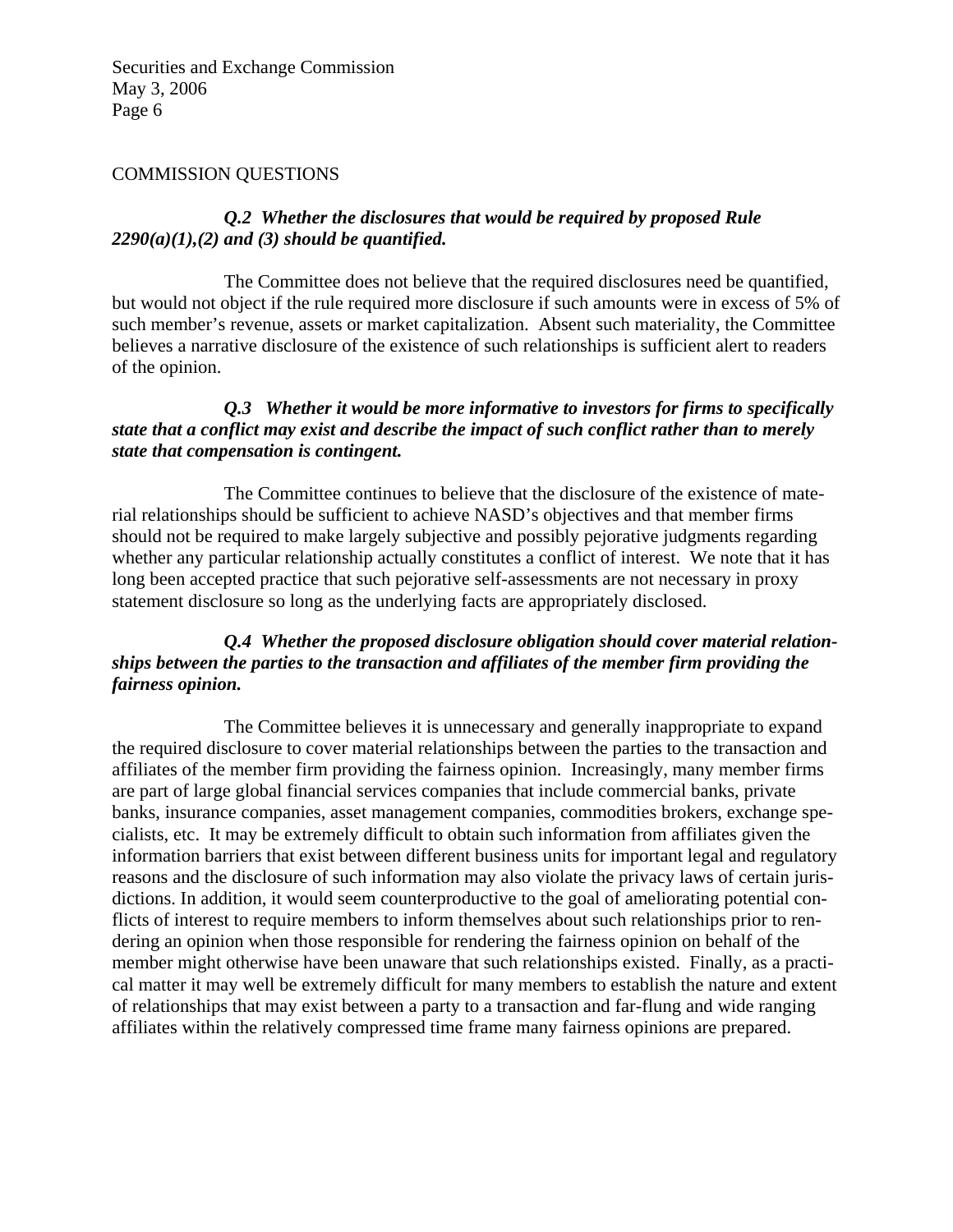COMMISSION QUESTIONS

***Q.2 Whether the disclosures that would be required by proposed Rule 2290(a)(1),(2) and (3) should be quantified.***

The Committee does not believe that the required disclosures need be quantified, but would not object if the rule required more disclosure if such amounts were in excess of 5% of such member's revenue, assets or market capitalization. Absent such materiality, the Committee believes a narrative disclosure of the existence of such relationships is sufficient alert to readers of the opinion.

***Q.3 Whether it would be more informative to investors for firms to specifically state that a conflict may exist and describe the impact of such conflict rather than to merely state that compensation is contingent.***

The Committee continues to believe that the disclosure of the existence of material relationships should be sufficient to achieve NASD's objectives and that member firms should not be required to make largely subjective and possibly pejorative judgments regarding whether any particular relationship actually constitutes a conflict of interest. We note that it has long been accepted practice that such pejorative self-assessments are not necessary in proxy statement disclosure so long as the underlying facts are appropriately disclosed.

***Q.4 Whether the proposed disclosure obligation should cover material relationships between the parties to the transaction and affiliates of the member firm providing the fairness opinion.***

The Committee believes it is unnecessary and generally inappropriate to expand the required disclosure to cover material relationships between the parties to the transaction and affiliates of the member firm providing the fairness opinion. Increasingly, many member firms are part of large global financial services companies that include commercial banks, private banks, insurance companies, asset management companies, commodities brokers, exchange specialists, etc. It may be extremely difficult to obtain such information from affiliates given the information barriers that exist between different business units for important legal and regulatory reasons and the disclosure of such information may also violate the privacy laws of certain jurisdictions. In addition, it would seem counterproductive to the goal of ameliorating potential conflicts of interest to require members to inform themselves about such relationships prior to rendering an opinion when those responsible for rendering the fairness opinion on behalf of the member might otherwise have been unaware that such relationships existed. Finally, as a practical matter it may well be extremely difficult for many members to establish the nature and extent of relationships that may exist between a party to a transaction and far-flung and wide ranging affiliates within the relatively compressed time frame many fairness opinions are prepared.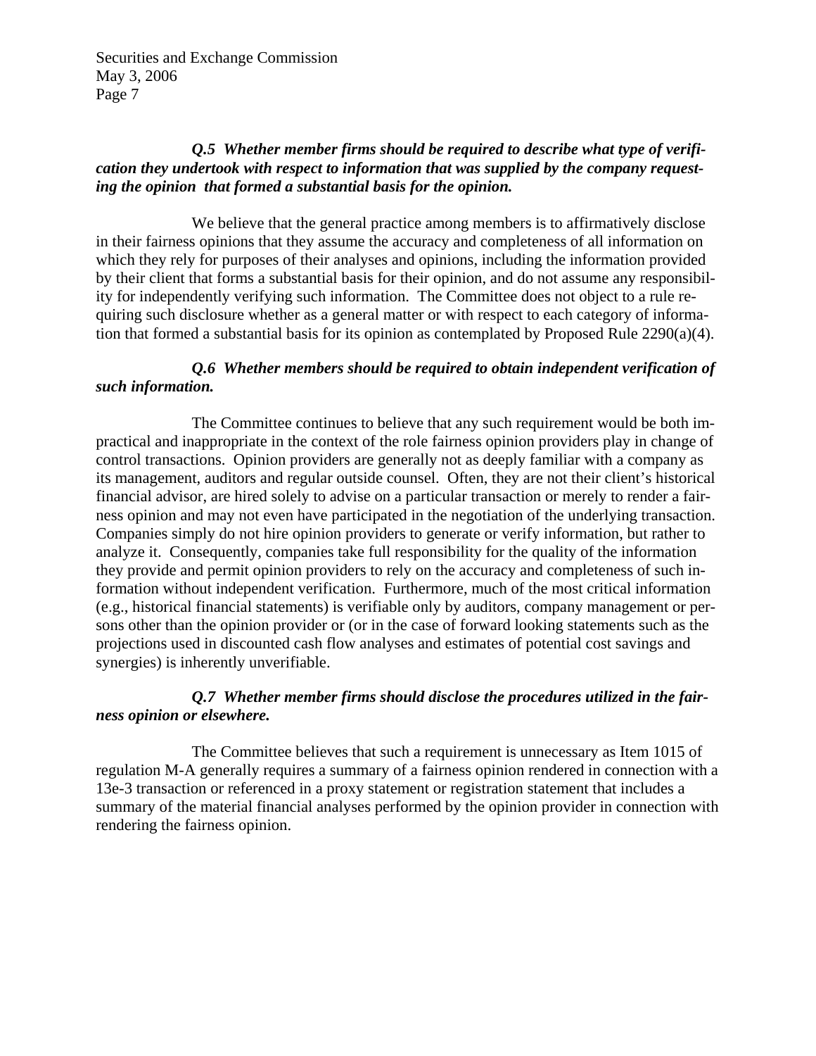***Q.5 Whether member firms should be required to describe what type of verification they undertook with respect to information that was supplied by the company requesting the opinion that formed a substantial basis for the opinion.***

We believe that the general practice among members is to affirmatively disclose in their fairness opinions that they assume the accuracy and completeness of all information on which they rely for purposes of their analyses and opinions, including the information provided by their client that forms a substantial basis for their opinion, and do not assume any responsibility for independently verifying such information. The Committee does not object to a rule requiring such disclosure whether as a general matter or with respect to each category of information that formed a substantial basis for its opinion as contemplated by Proposed Rule 2290(a)(4).

***Q.6 Whether members should be required to obtain independent verification of such information.***

The Committee continues to believe that any such requirement would be both impractical and inappropriate in the context of the role fairness opinion providers play in change of control transactions. Opinion providers are generally not as deeply familiar with a company as its management, auditors and regular outside counsel. Often, they are not their client's historical financial advisor, are hired solely to advise on a particular transaction or merely to render a fairness opinion and may not even have participated in the negotiation of the underlying transaction. Companies simply do not hire opinion providers to generate or verify information, but rather to analyze it. Consequently, companies take full responsibility for the quality of the information they provide and permit opinion providers to rely on the accuracy and completeness of such information without independent verification. Furthermore, much of the most critical information (e.g., historical financial statements) is verifiable only by auditors, company management or persons other than the opinion provider or (or in the case of forward looking statements such as the projections used in discounted cash flow analyses and estimates of potential cost savings and synergies) is inherently unverifiable.

***Q.7 Whether member firms should disclose the procedures utilized in the fairness opinion or elsewhere.***

The Committee believes that such a requirement is unnecessary as Item 1015 of regulation M-A generally requires a summary of a fairness opinion rendered in connection with a 13e-3 transaction or referenced in a proxy statement or registration statement that includes a summary of the material financial analyses performed by the opinion provider in connection with rendering the fairness opinion.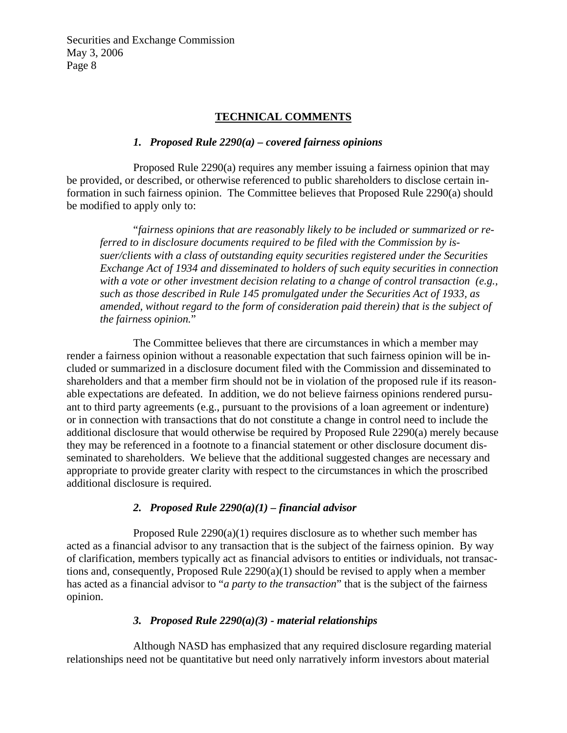## TECHNICAL COMMENTS

### *1. Proposed Rule 2290(a) – covered fairness opinions*

Proposed Rule 2290(a) requires any member issuing a fairness opinion that may be provided, or described, or otherwise referenced to public shareholders to disclose certain information in such fairness opinion. The Committee believes that Proposed Rule 2290(a) should be modified to apply only to:

> "*fairness opinions that are reasonably likely to be included or summarized or referred to in disclosure documents required to be filed with the Commission by issuer/clients with a class of outstanding equity securities registered under the Securities Exchange Act of 1934 and disseminated to holders of such equity securities in connection with a vote or other investment decision relating to a change of control transaction (e.g., such as those described in Rule 145 promulgated under the Securities Act of 1933, as amended, without regard to the form of consideration paid therein) that is the subject of the fairness opinion.*"

The Committee believes that there are circumstances in which a member may render a fairness opinion without a reasonable expectation that such fairness opinion will be included or summarized in a disclosure document filed with the Commission and disseminated to shareholders and that a member firm should not be in violation of the proposed rule if its reasonable expectations are defeated. In addition, we do not believe fairness opinions rendered pursuant to third party agreements (e.g., pursuant to the provisions of a loan agreement or indenture) or in connection with transactions that do not constitute a change in control need to include the additional disclosure that would otherwise be required by Proposed Rule 2290(a) merely because they may be referenced in a footnote to a financial statement or other disclosure document disseminated to shareholders. We believe that the additional suggested changes are necessary and appropriate to provide greater clarity with respect to the circumstances in which the proscribed additional disclosure is required.

### *2. Proposed Rule 2290(a)(1) – financial advisor*

Proposed Rule 2290(a)(1) requires disclosure as to whether such member has acted as a financial advisor to any transaction that is the subject of the fairness opinion. By way of clarification, members typically act as financial advisors to entities or individuals, not transactions and, consequently, Proposed Rule 2290(a)(1) should be revised to apply when a member has acted as a financial advisor to "*a party to the transaction*" that is the subject of the fairness opinion.

### *3. Proposed Rule 2290(a)(3) - material relationships*

Although NASD has emphasized that any required disclosure regarding material relationships need not be quantitative but need only narratively inform investors about material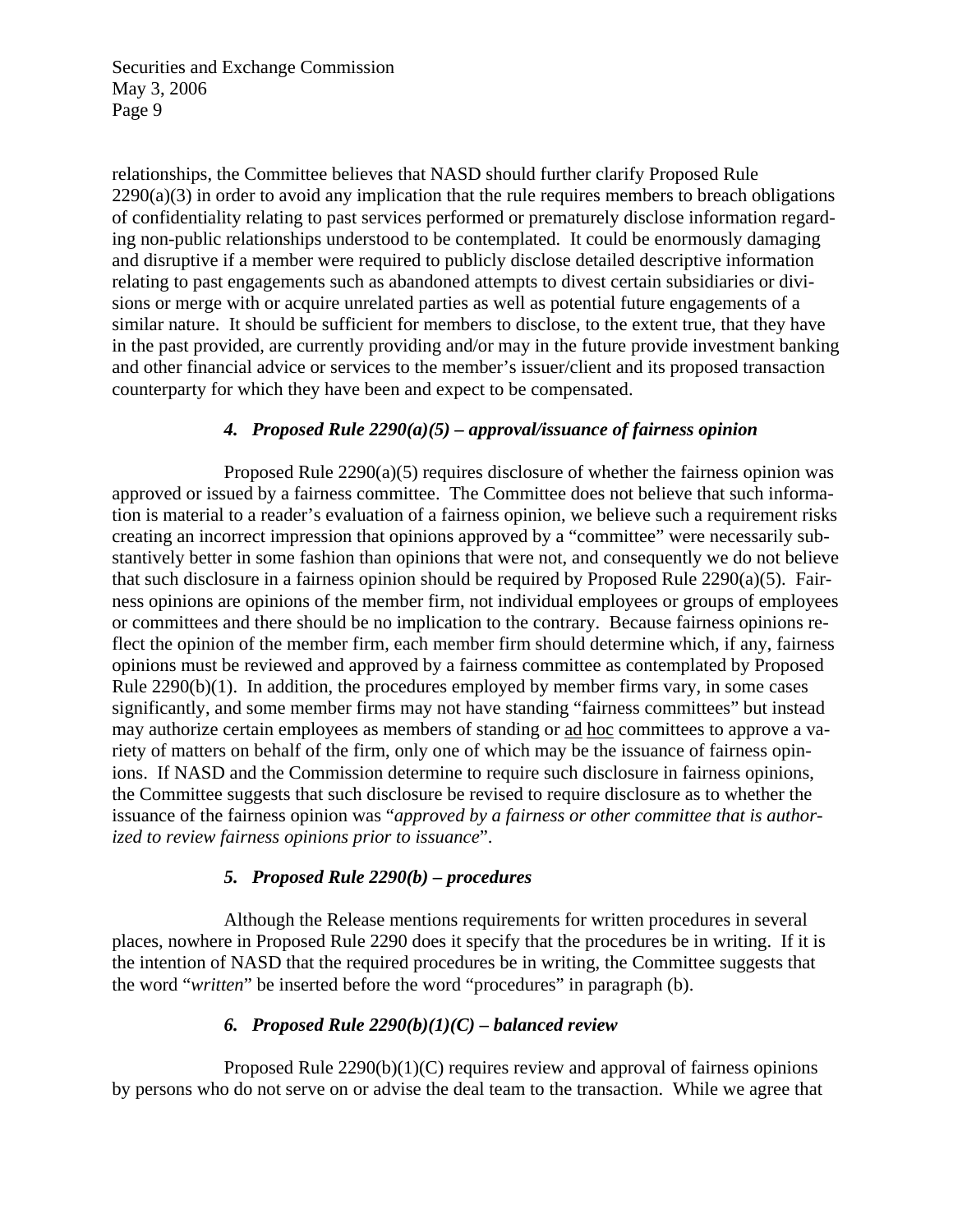relationships, the Committee believes that NASD should further clarify Proposed Rule 2290(a)(3) in order to avoid any implication that the rule requires members to breach obligations of confidentiality relating to past services performed or prematurely disclose information regarding non-public relationships understood to be contemplated. It could be enormously damaging and disruptive if a member were required to publicly disclose detailed descriptive information relating to past engagements such as abandoned attempts to divest certain subsidiaries or divisions or merge with or acquire unrelated parties as well as potential future engagements of a similar nature. It should be sufficient for members to disclose, to the extent true, that they have in the past provided, are currently providing and/or may in the future provide investment banking and other financial advice or services to the member's issuer/client and its proposed transaction counterparty for which they have been and expect to be compensated.

### *4. Proposed Rule 2290(a)(5) – approval/issuance of fairness opinion*

Proposed Rule 2290(a)(5) requires disclosure of whether the fairness opinion was approved or issued by a fairness committee. The Committee does not believe that such information is material to a reader's evaluation of a fairness opinion, we believe such a requirement risks creating an incorrect impression that opinions approved by a "committee" were necessarily substantively better in some fashion than opinions that were not, and consequently we do not believe that such disclosure in a fairness opinion should be required by Proposed Rule 2290(a)(5). Fairness opinions are opinions of the member firm, not individual employees or groups of employees or committees and there should be no implication to the contrary. Because fairness opinions reflect the opinion of the member firm, each member firm should determine which, if any, fairness opinions must be reviewed and approved by a fairness committee as contemplated by Proposed Rule 2290(b)(1). In addition, the procedures employed by member firms vary, in some cases significantly, and some member firms may not have standing "fairness committees" but instead may authorize certain employees as members of standing or ad hoc committees to approve a variety of matters on behalf of the firm, only one of which may be the issuance of fairness opinions. If NASD and the Commission determine to require such disclosure in fairness opinions, the Committee suggests that such disclosure be revised to require disclosure as to whether the issuance of the fairness opinion was "*approved by a fairness or other committee that is authorized to review fairness opinions prior to issuance*".

### *5. Proposed Rule 2290(b) – procedures*

Although the Release mentions requirements for written procedures in several places, nowhere in Proposed Rule 2290 does it specify that the procedures be in writing. If it is the intention of NASD that the required procedures be in writing, the Committee suggests that the word "*written*" be inserted before the word "procedures" in paragraph (b).

### *6. Proposed Rule 2290(b)(1)(C) – balanced review*

Proposed Rule 2290(b)(1)(C) requires review and approval of fairness opinions by persons who do not serve on or advise the deal team to the transaction. While we agree that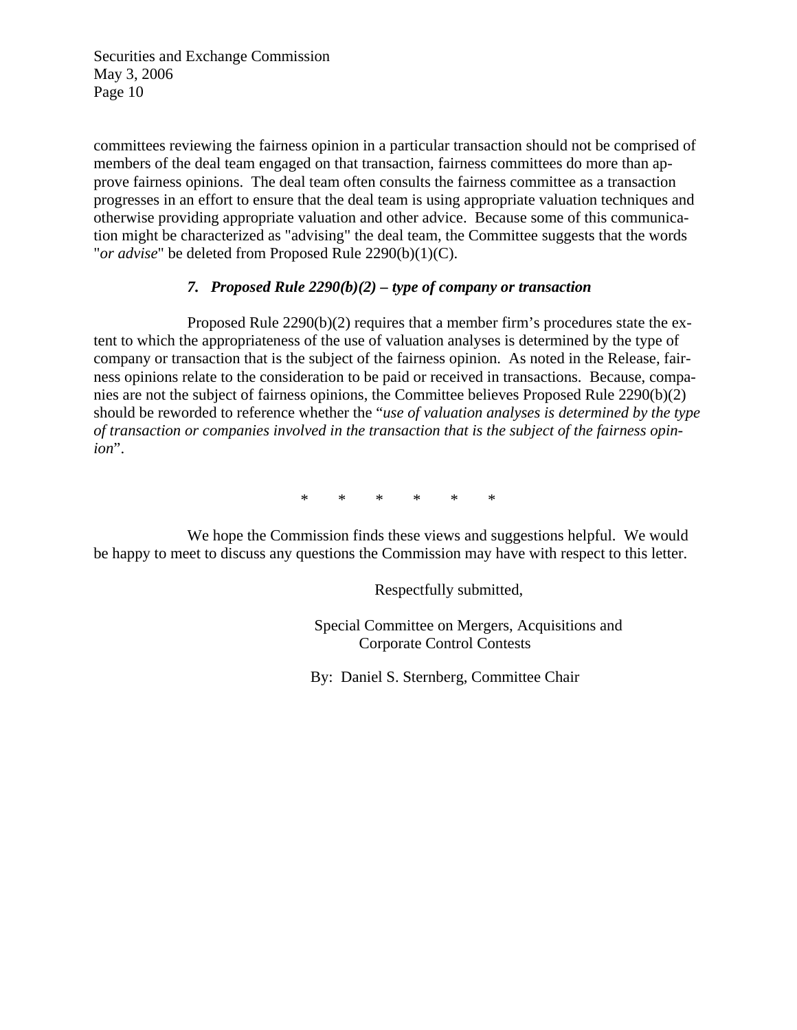committees reviewing the fairness opinion in a particular transaction should not be comprised of members of the deal team engaged on that transaction, fairness committees do more than approve fairness opinions. The deal team often consults the fairness committee as a transaction progresses in an effort to ensure that the deal team is using appropriate valuation techniques and otherwise providing appropriate valuation and other advice. Because some of this communication might be characterized as "advising" the deal team, the Committee suggests that the words "*or advise*" be deleted from Proposed Rule 2290(b)(1)(C).

### *7. Proposed Rule 2290(b)(2) – type of company or transaction*

Proposed Rule 2290(b)(2) requires that a member firm's procedures state the extent to which the appropriateness of the use of valuation analyses is determined by the type of company or transaction that is the subject of the fairness opinion. As noted in the Release, fairness opinions relate to the consideration to be paid or received in transactions. Because, companies are not the subject of fairness opinions, the Committee believes Proposed Rule 2290(b)(2) should be reworded to reference whether the "*use of valuation analyses is determined by the type of transaction or companies involved in the transaction that is the subject of the fairness opinion*".

\* \* \* \* \* \*

We hope the Commission finds these views and suggestions helpful. We would be happy to meet to discuss any questions the Commission may have with respect to this letter.

Respectfully submitted,

Special Committee on Mergers, Acquisitions and Corporate Control Contests

By: Daniel S. Sternberg, Committee Chair